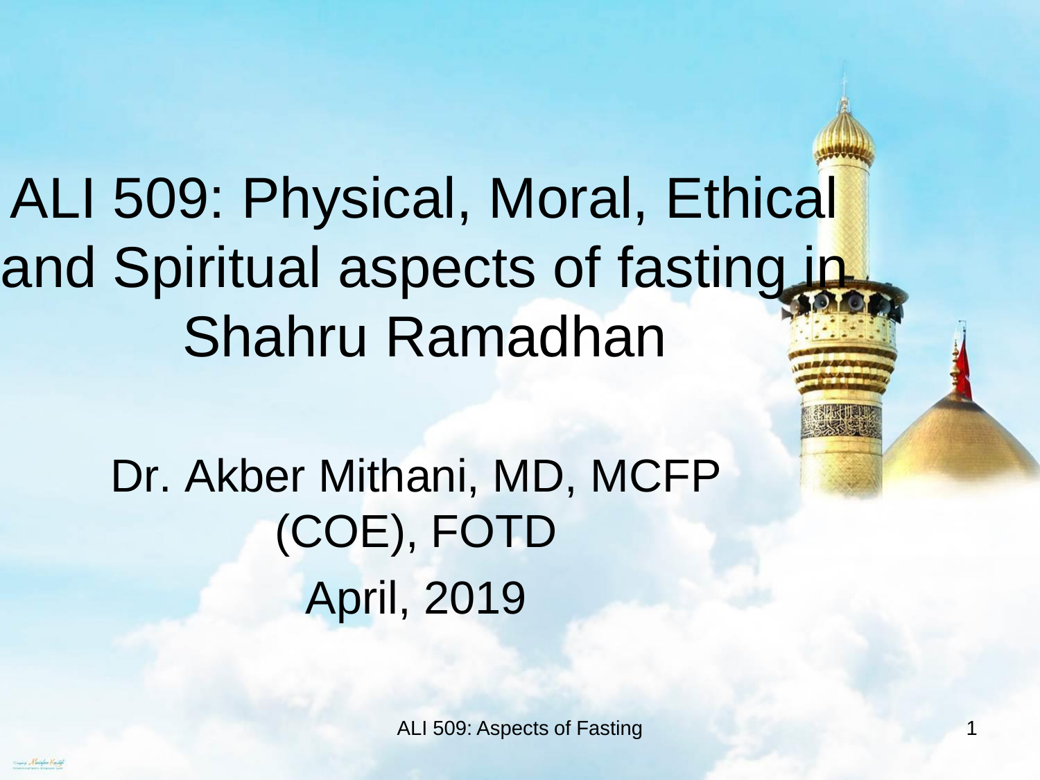# ALI 509: Physical, Moral, Ethical and Spiritual aspects of fasting in Shahru Ramadhan

Dr. Akber Mithani, MD, MCFP (COE), FOTD

April, 2019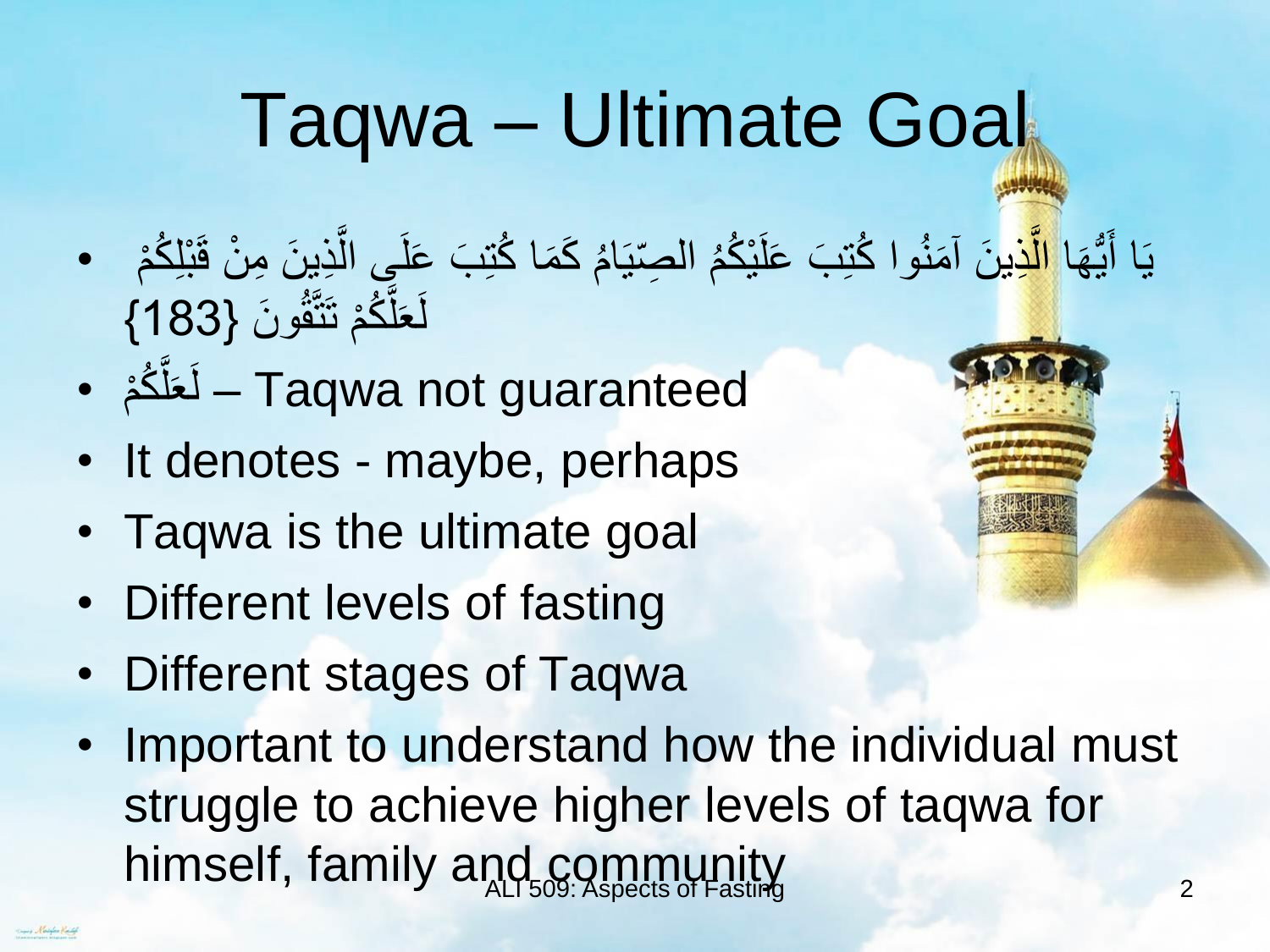# Taqwa – Ultimate Goal

- يَا أَيُّهَا الَّذِينَ آمَنُوا كُتِبَ عَلَيْكُمُ الصِّيَامُ كَمَا كُتِبَ عَلَى الَّذِينَ مِنْ قَبْلِكُمْ لَعَلَّكُمْ تَتَّقُونَ {183}
- لَعَلَّكُمْ – Taqwa not guaranteed
- It denotes - maybe, perhaps
- Taqwa is the ultimate goal
- Different levels of fasting
- Different stages of Taqwa
- Important to understand how the individual must struggle to achieve higher levels of taqwa for himself, family and community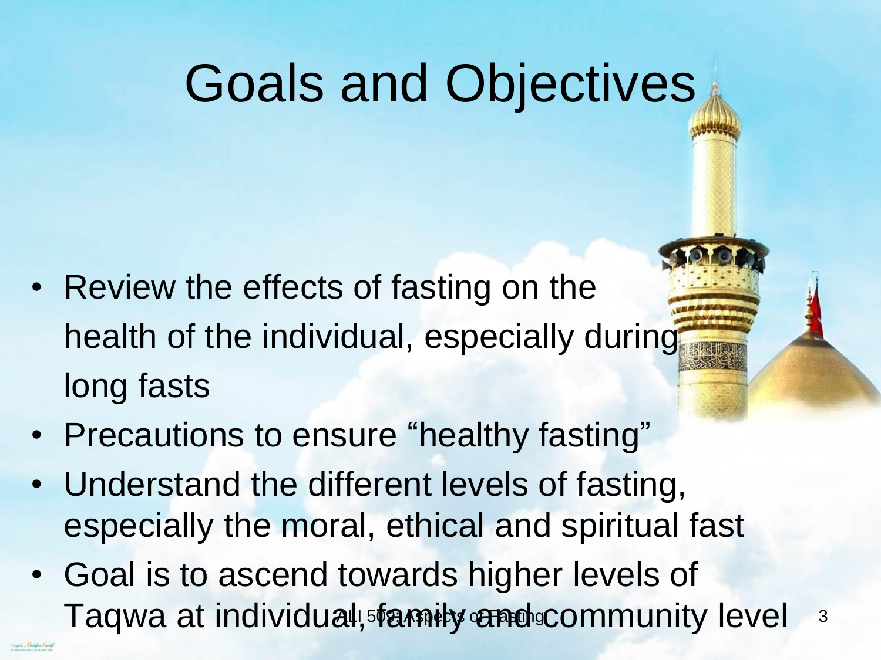# Goals and Objectives

- Review the effects of fasting on the health of the individual, especially during long fasts
- Precautions to ensure "healthy fasting"
- Understand the different levels of fasting, especially the moral, ethical and spiritual fast
- Goal is to ascend towards higher levels of Taqwa at individual, family and community level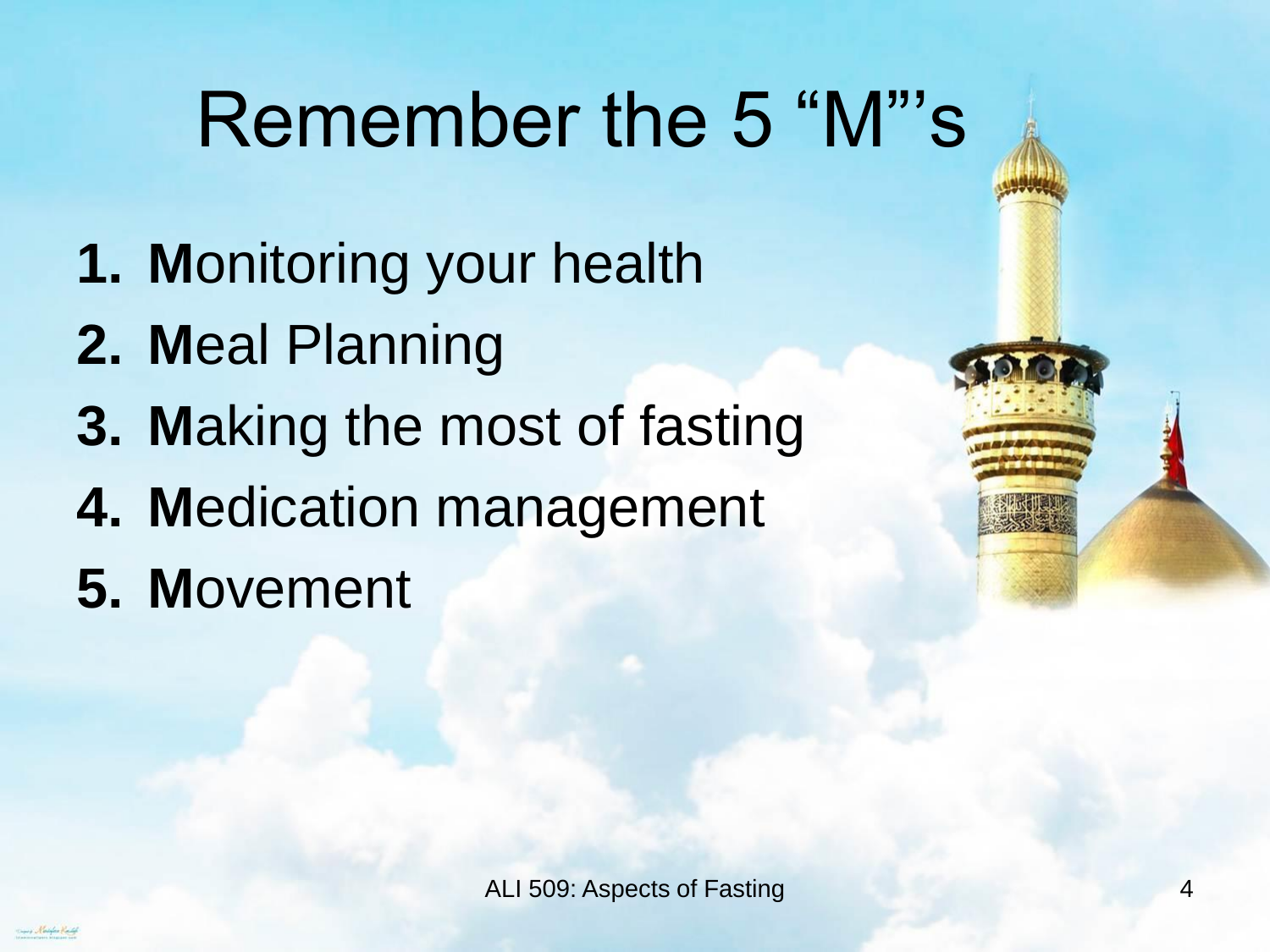# Remember the 5 "M"'s

1. **M**onitoring your health
2. **M**eal Planning
3. **M**aking the most of fasting
4. **M**edication management
5. **M**ovement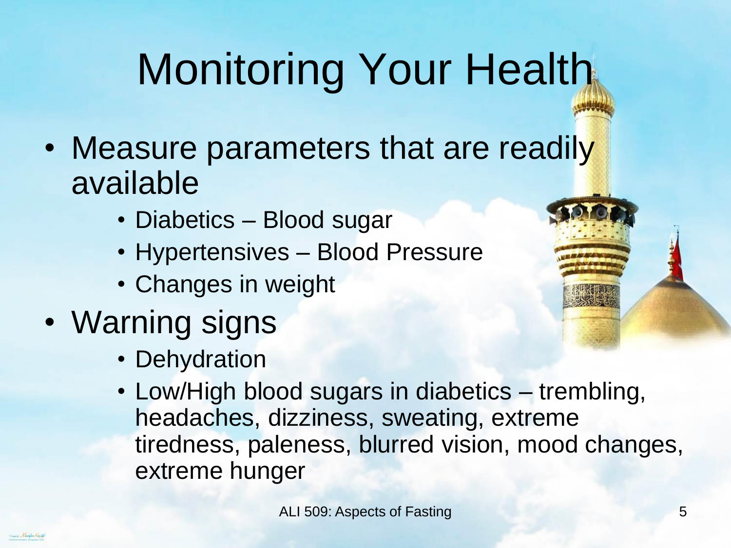# Monitoring Your Health

- Measure parameters that are readily available
  - Diabetics – Blood sugar
  - Hypertensives – Blood Pressure
  - Changes in weight
- Warning signs
  - Dehydration
  - Low/High blood sugars in diabetics – trembling, headaches, dizziness, sweating, extreme tiredness, paleness, blurred vision, mood changes, extreme hunger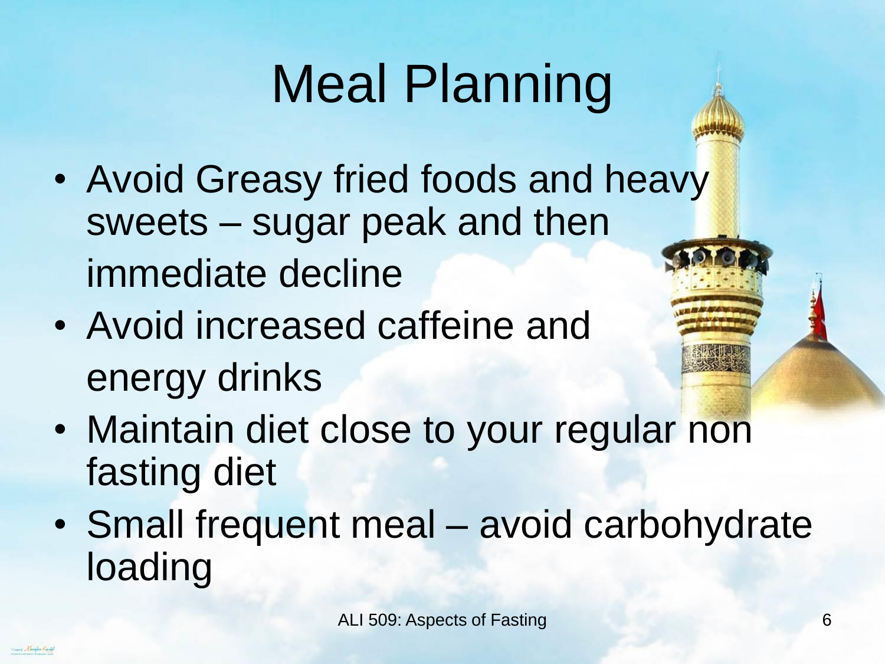# Meal Planning

- Avoid Greasy fried foods and heavy sweets – sugar peak and then immediate decline
- Avoid increased caffeine and energy drinks
- Maintain diet close to your regular non fasting diet
- Small frequent meal – avoid carbohydrate loading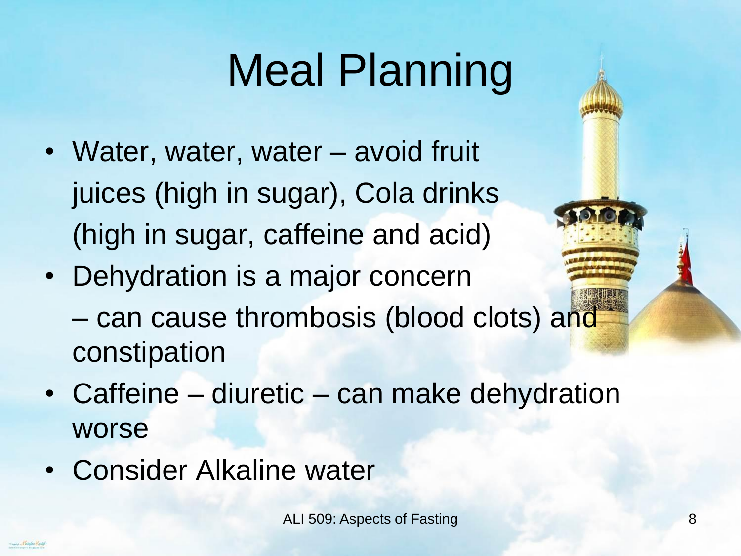# Meal Planning

- Water, water, water – avoid fruit juices (high in sugar), Cola drinks (high in sugar, caffeine and acid)
- Dehydration is a major concern
  – can cause thrombosis (blood clots) and constipation
- Caffeine – diuretic – can make dehydration worse
- Consider Alkaline water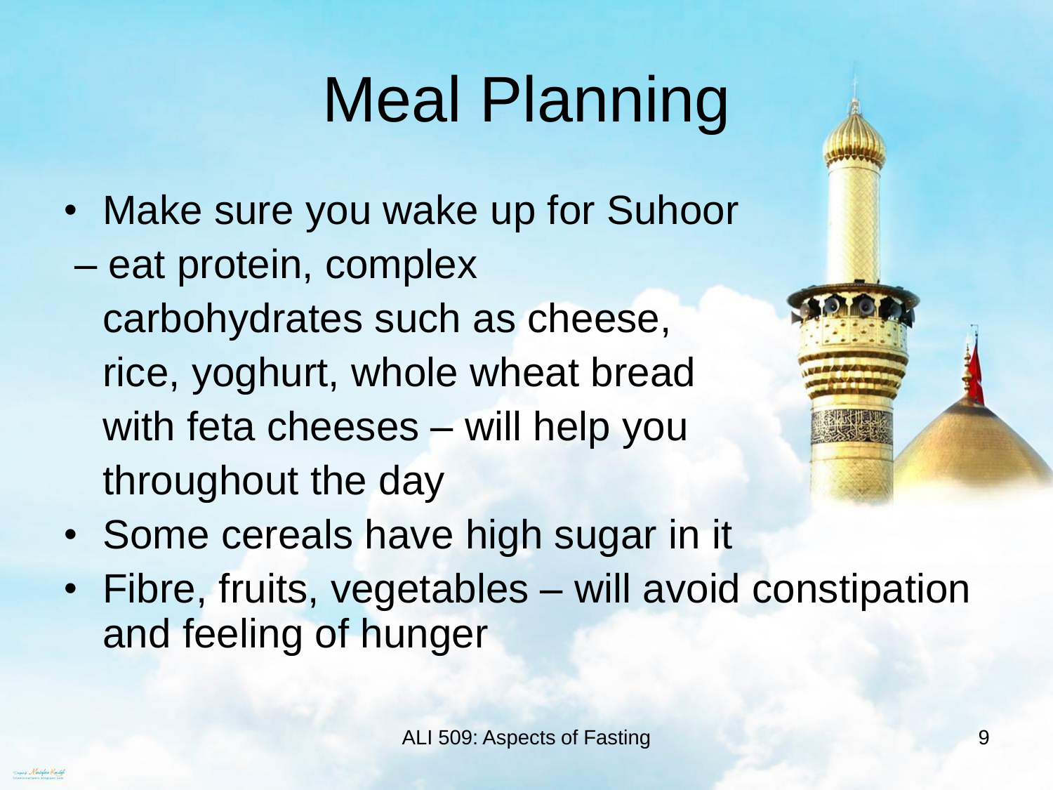# Meal Planning

- Make sure you wake up for Suhoor
  - eat protein, complex carbohydrates such as cheese, rice, yoghurt, whole wheat bread with feta cheeses – will help you throughout the day
- Some cereals have high sugar in it
- Fibre, fruits, vegetables – will avoid constipation and feeling of hunger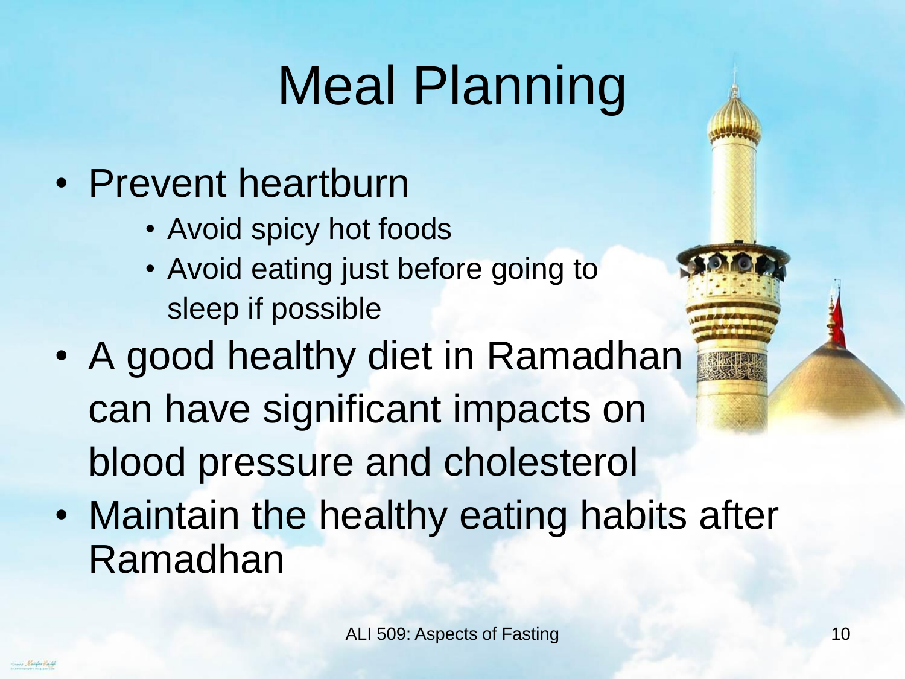# Meal Planning

- Prevent heartburn
  - Avoid spicy hot foods
  - Avoid eating just before going to sleep if possible
- A good healthy diet in Ramadhan can have significant impacts on blood pressure and cholesterol
- Maintain the healthy eating habits after Ramadhan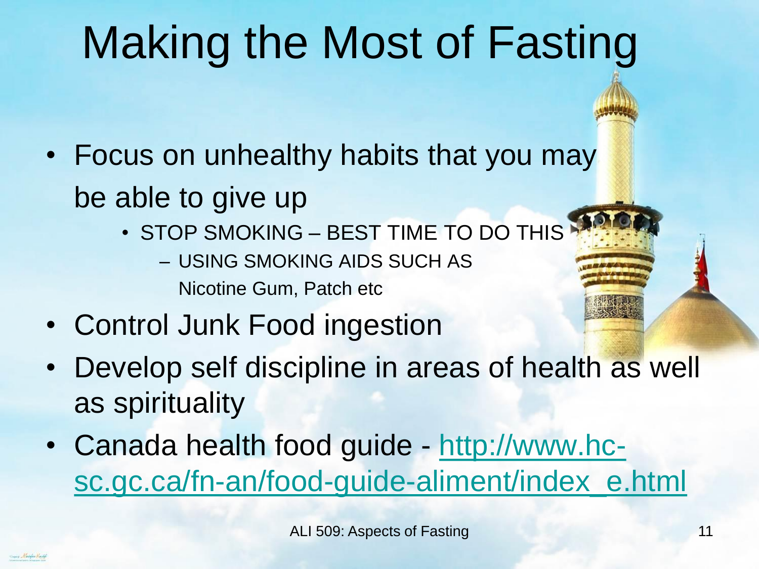# Making the Most of Fasting

- Focus on unhealthy habits that you may be able to give up
  - STOP SMOKING – BEST TIME TO DO THIS
    - USING SMOKING AIDS SUCH AS Nicotine Gum, Patch etc
- Control Junk Food ingestion
- Develop self discipline in areas of health as well as spirituality
- Canada health food guide - [http://www.hc-sc.gc.ca/fn-an/food-guide-aliment/index_e.html](http://www.hc-sc.gc.ca/fn-an/food-guide-aliment/index_e.html)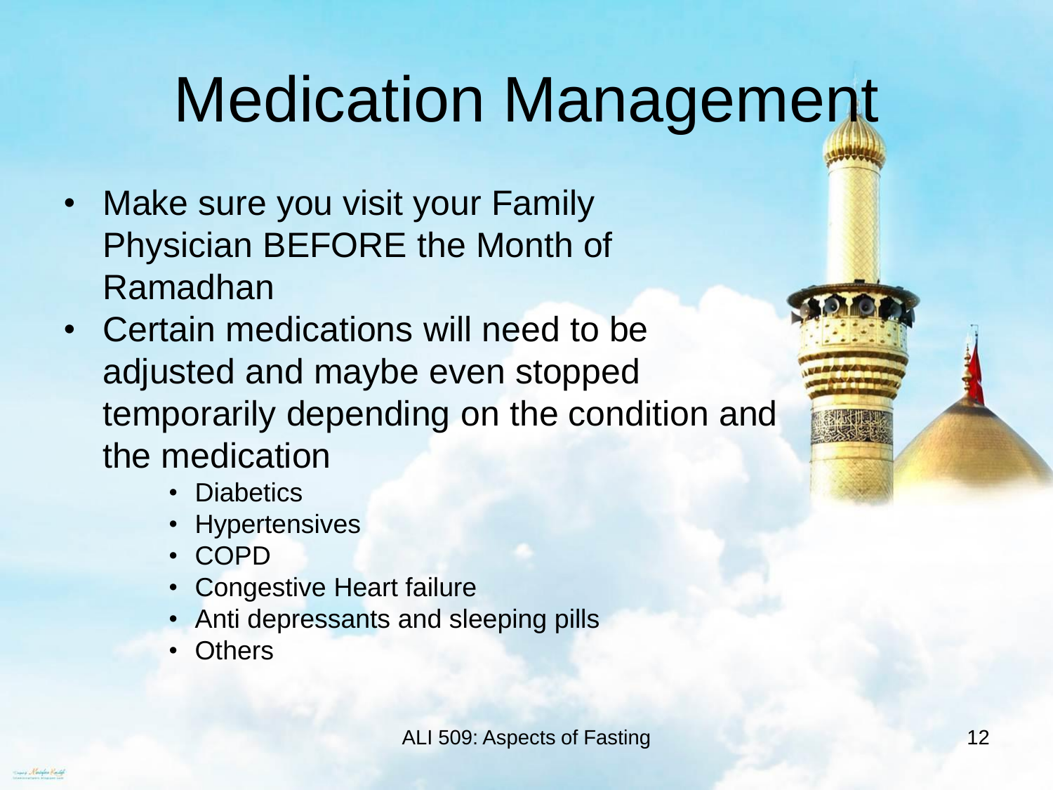# Medication Management

- Make sure you visit your Family Physician BEFORE the Month of Ramadhan
- Certain medications will need to be adjusted and maybe even stopped temporarily depending on the condition and the medication
  - Diabetics
  - Hypertensives
  - COPD
  - Congestive Heart failure
  - Anti depressants and sleeping pills
  - Others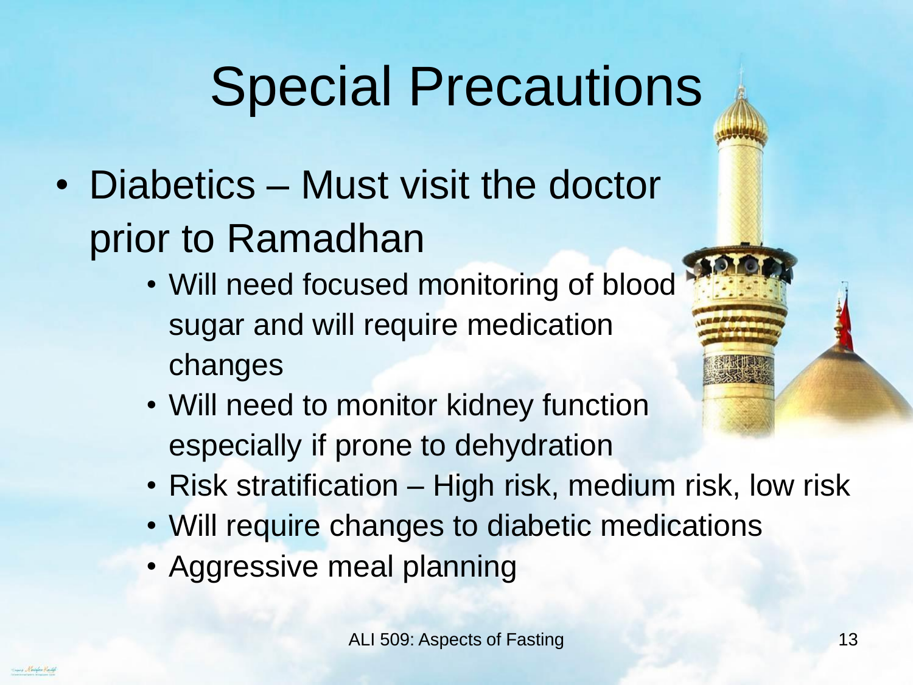# Special Precautions

- Diabetics – Must visit the doctor prior to Ramadhan
  - Will need focused monitoring of blood sugar and will require medication changes
  - Will need to monitor kidney function especially if prone to dehydration
  - Risk stratification – High risk, medium risk, low risk
  - Will require changes to diabetic medications
  - Aggressive meal planning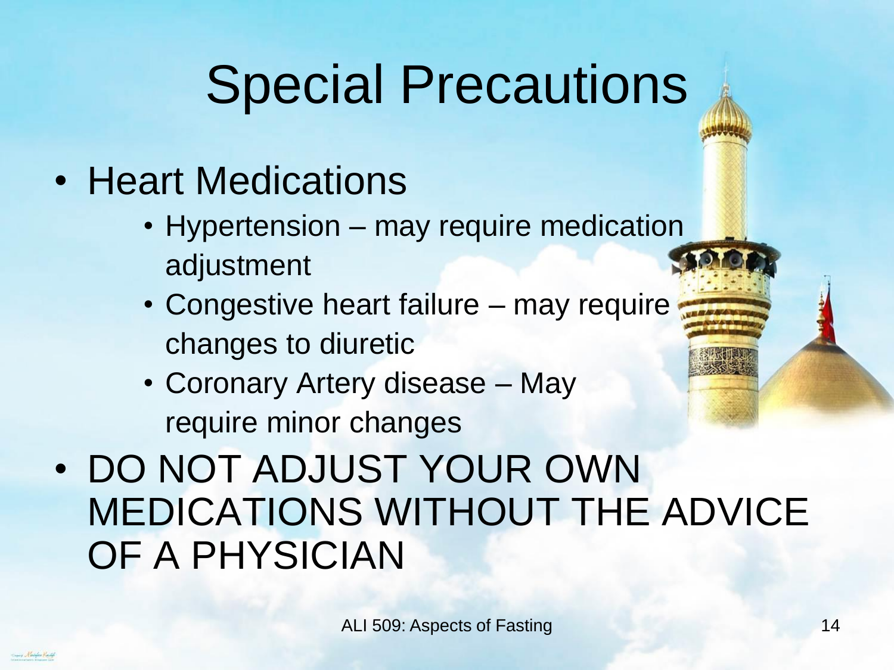# Special Precautions

- Heart Medications
  - Hypertension – may require medication adjustment
  - Congestive heart failure – may require changes to diuretic
  - Coronary Artery disease – May require minor changes
- DO NOT ADJUST YOUR OWN MEDICATIONS WITHOUT THE ADVICE OF A PHYSICIAN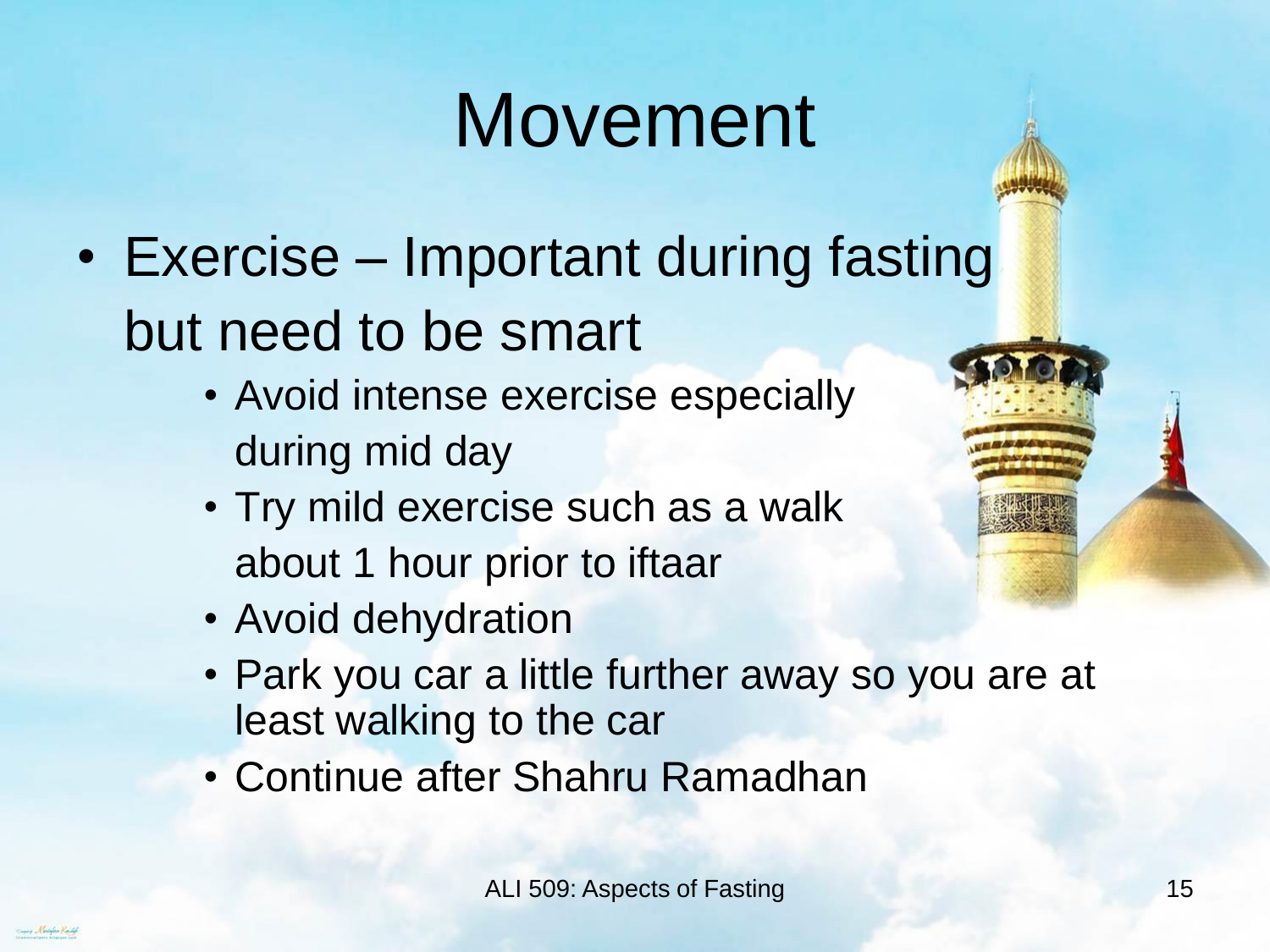# Movement

- Exercise – Important during fasting but need to be smart
  - Avoid intense exercise especially during mid day
  - Try mild exercise such as a walk about 1 hour prior to iftaar
  - Avoid dehydration
  - Park you car a little further away so you are at least walking to the car
  - Continue after Shahru Ramadhan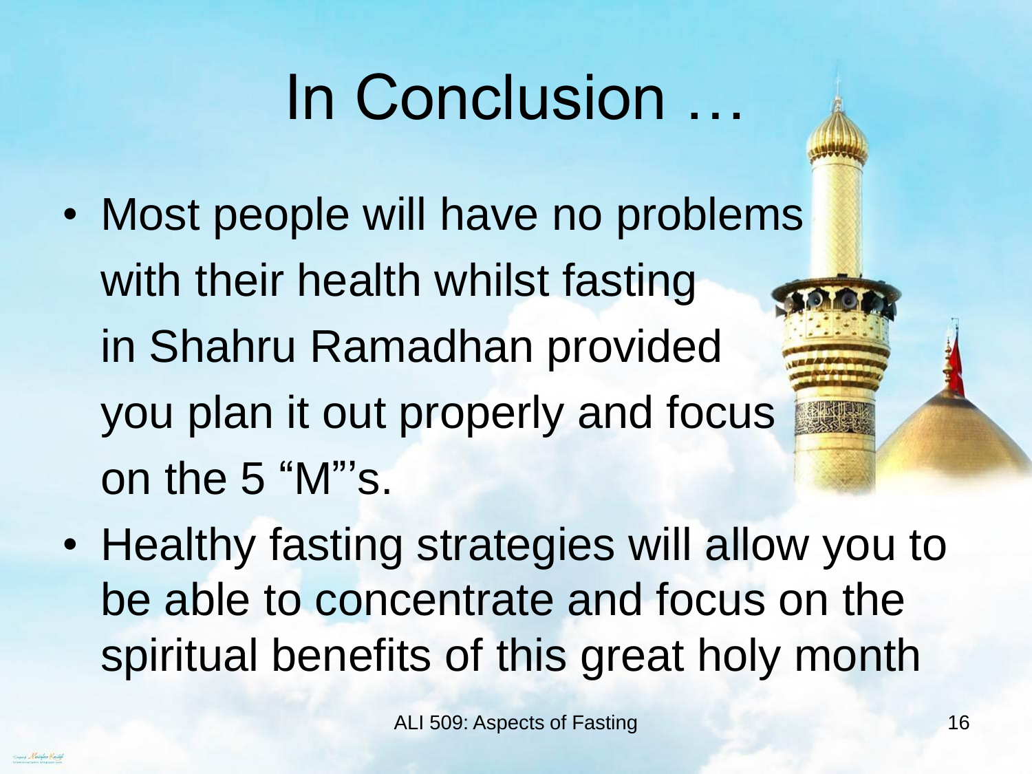# In Conclusion …

- Most people will have no problems with their health whilst fasting in Shahru Ramadhan provided you plan it out properly and focus on the 5 “M”’s.
- Healthy fasting strategies will allow you to be able to concentrate and focus on the spiritual benefits of this great holy month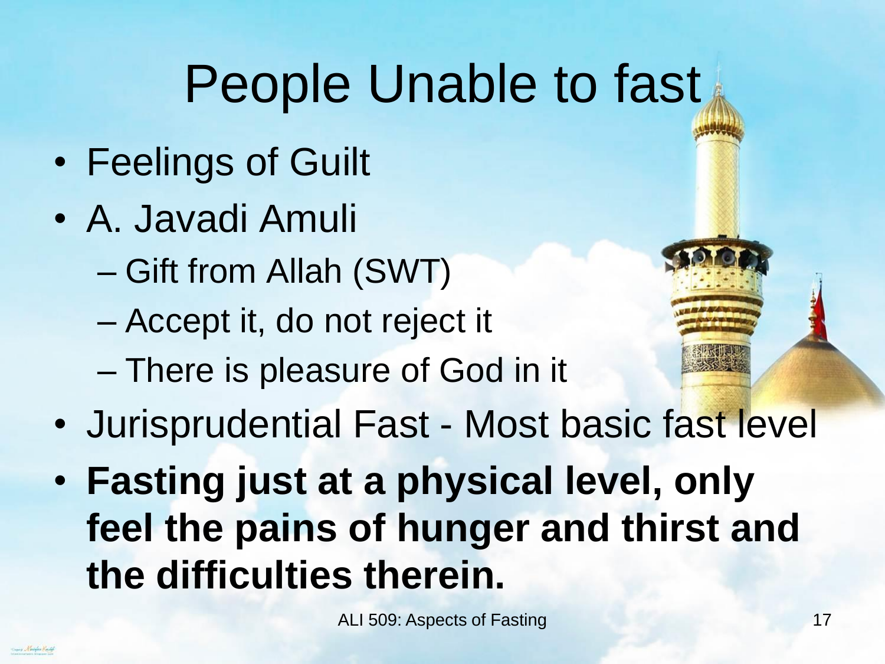# People Unable to fast

- Feelings of Guilt
- A. Javadi Amuli
  - Gift from Allah (SWT)
  - Accept it, do not reject it
  - There is pleasure of God in it
- Jurisprudential Fast - Most basic fast level
- **Fasting just at a physical level, only feel the pains of hunger and thirst and the difficulties therein.**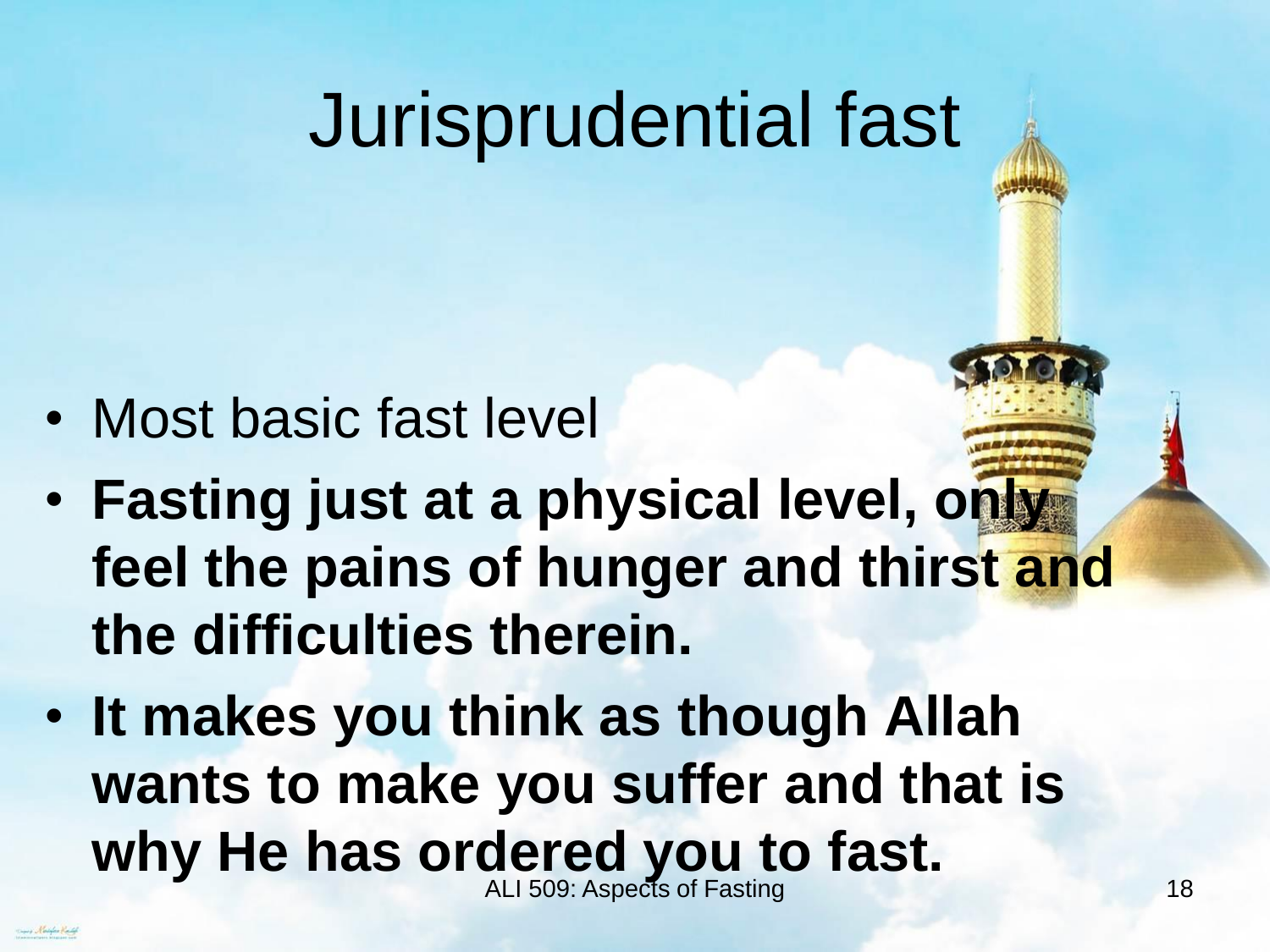# Jurisprudential fast

- Most basic fast level
- **Fasting just at a physical level, only feel the pains of hunger and thirst and the difficulties therein.**
- **It makes you think as though Allah wants to make you suffer and that is why He has ordered you to fast.**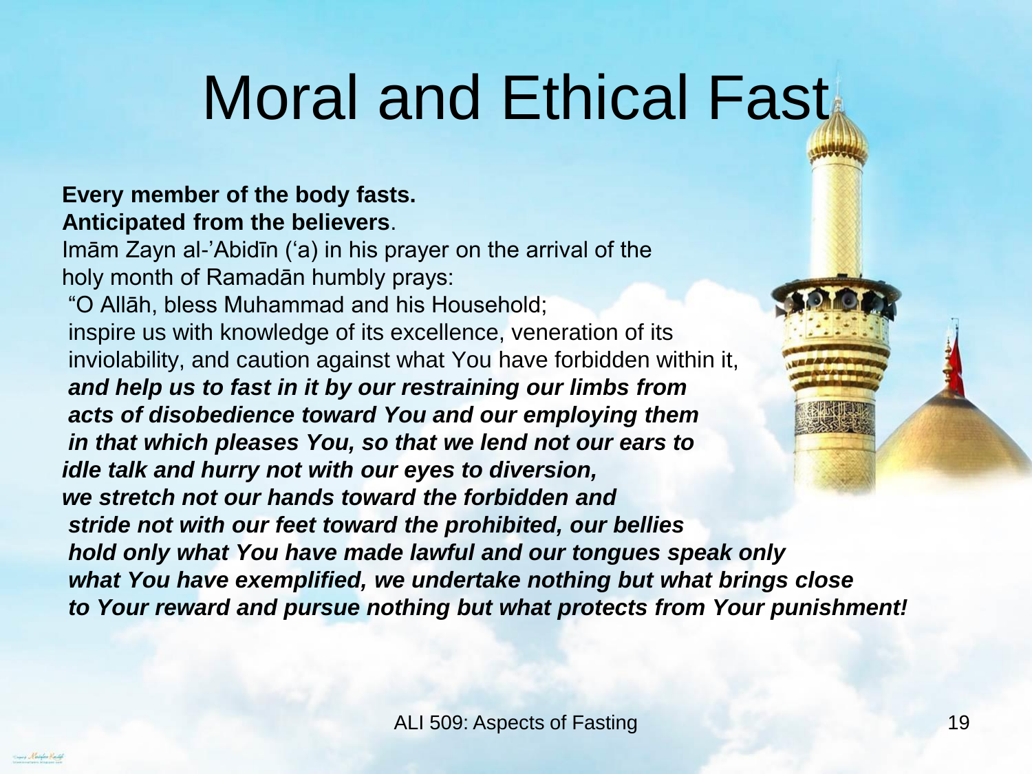# Moral and Ethical Fast

**Every member of the body fasts.**
**Anticipated from the believers**.
Imām Zayn al-’Abidīn (‘a) in his prayer on the arrival of the holy month of Ramadān humbly prays:

“O Allāh, bless Muhammad and his Household; inspire us with knowledge of its excellence, veneration of its inviolability, and caution against what You have forbidden within it, ***and help us to fast in it by our restraining our limbs from acts of disobedience toward You and our employing them in that which pleases You, so that we lend not our ears to idle talk and hurry not with our eyes to diversion, we stretch not our hands toward the forbidden and stride not with our feet toward the prohibited, our bellies hold only what You have made lawful and our tongues speak only what You have exemplified, we undertake nothing but what brings close to Your reward and pursue nothing but what protects from Your punishment!***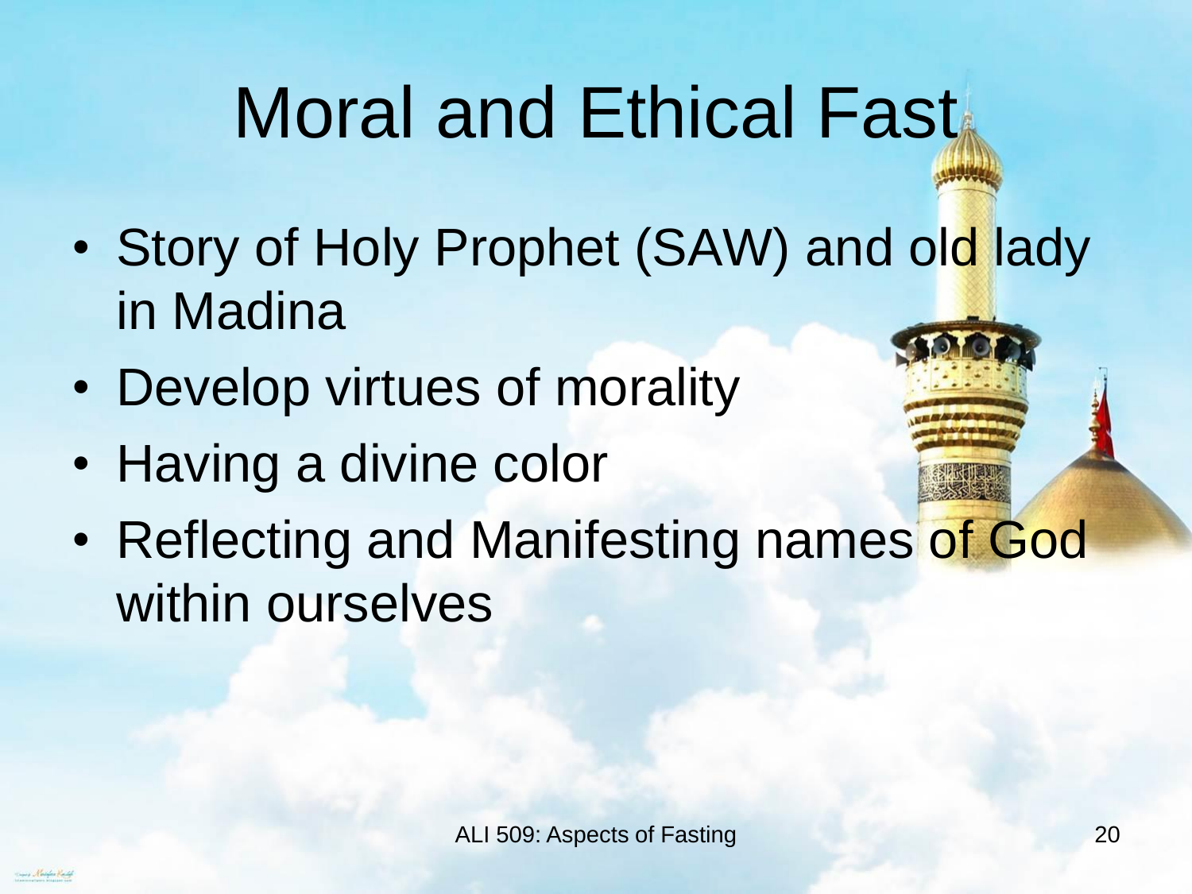# Moral and Ethical Fast

- Story of Holy Prophet (SAW) and old lady in Madina
- Develop virtues of morality
- Having a divine color
- Reflecting and Manifesting names of God within ourselves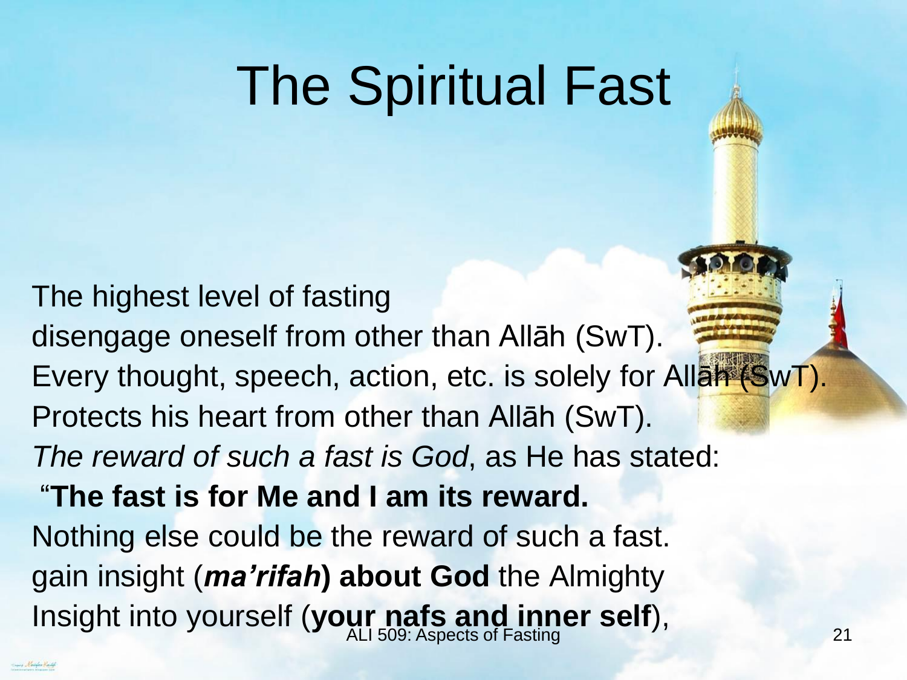# The Spiritual Fast

The highest level of fasting

disengage oneself from other than Allāh (SwT).

Every thought, speech, action, etc. is solely for Allāh (SwT).

Protects his heart from other than Allāh (SwT).

*The reward of such a fast is God*, as He has stated:

“**The fast is for Me and I am its reward.**

Nothing else could be the reward of such a fast.

gain insight (***ma'rifah*****) about God** the Almighty

Insight into yourself (**your nafs and inner self**),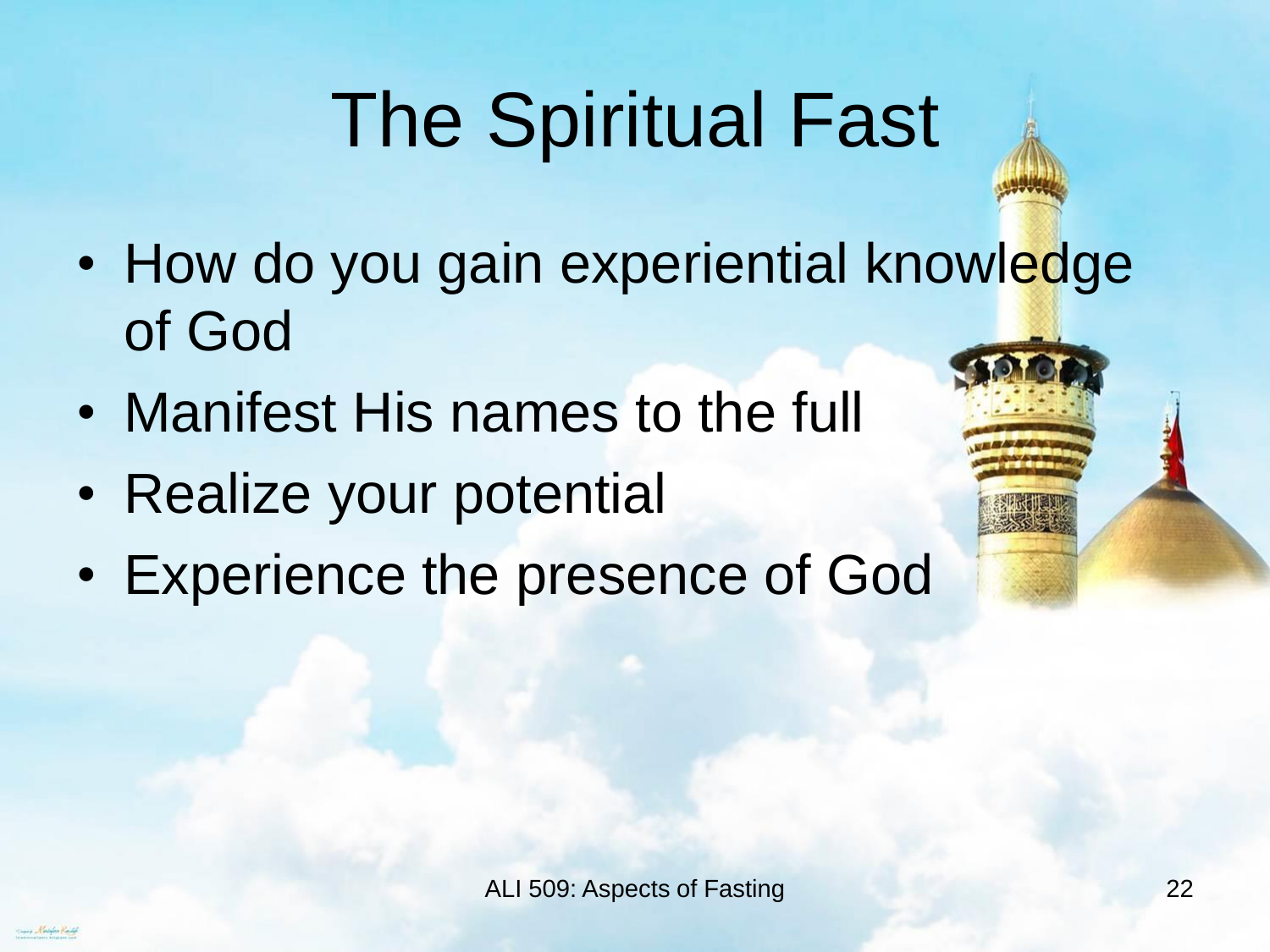# The Spiritual Fast

- How do you gain experiential knowledge of God
- Manifest His names to the full
- Realize your potential
- Experience the presence of God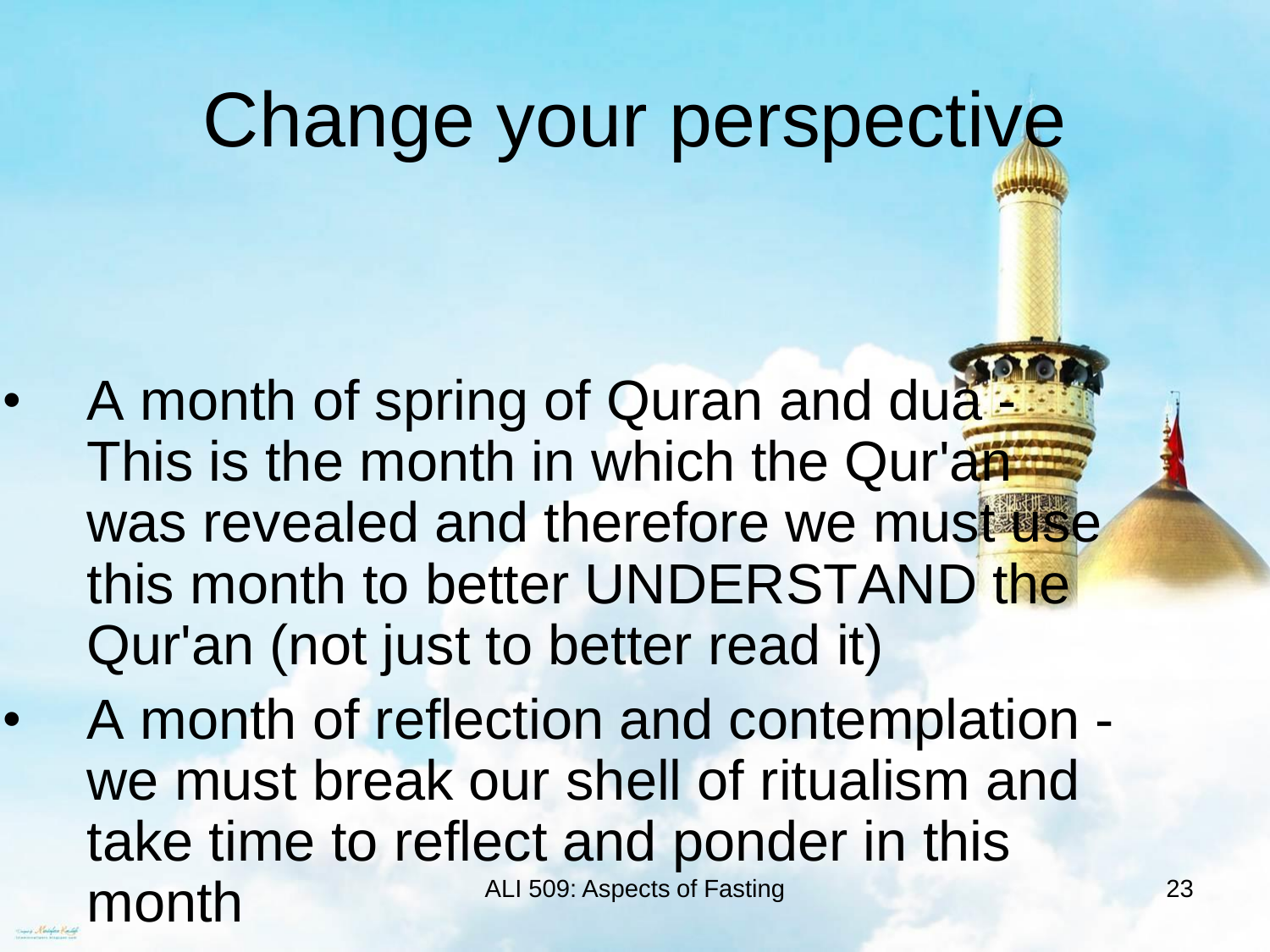# Change your perspective

- A month of spring of Quran and dua - This is the month in which the Qur'an was revealed and therefore we must use this month to better UNDERSTAND the Qur'an (not just to better read it)
- A month of reflection and contemplation - we must break our shell of ritualism and take time to reflect and ponder in this month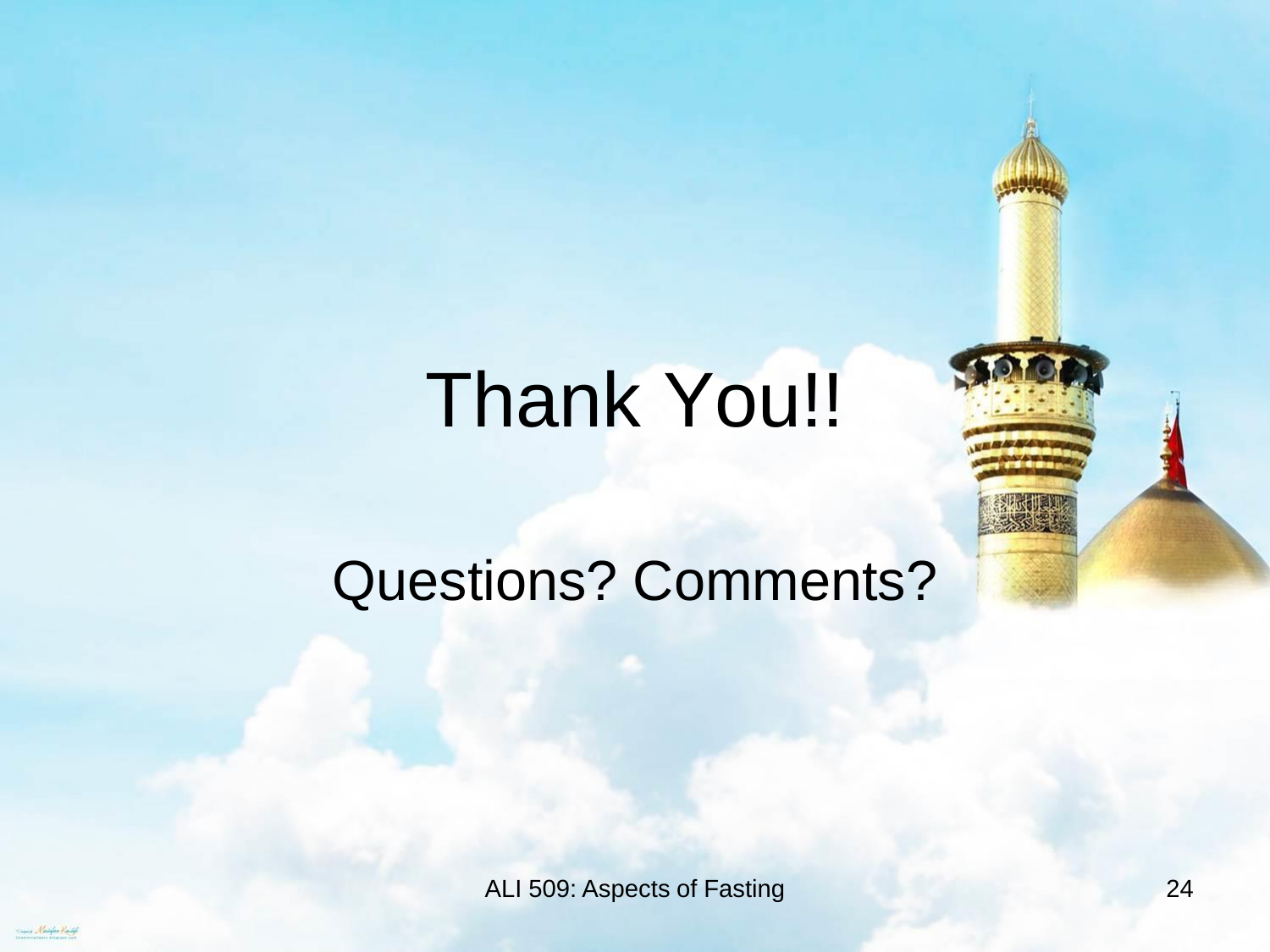# Thank You!!

## Questions? Comments?